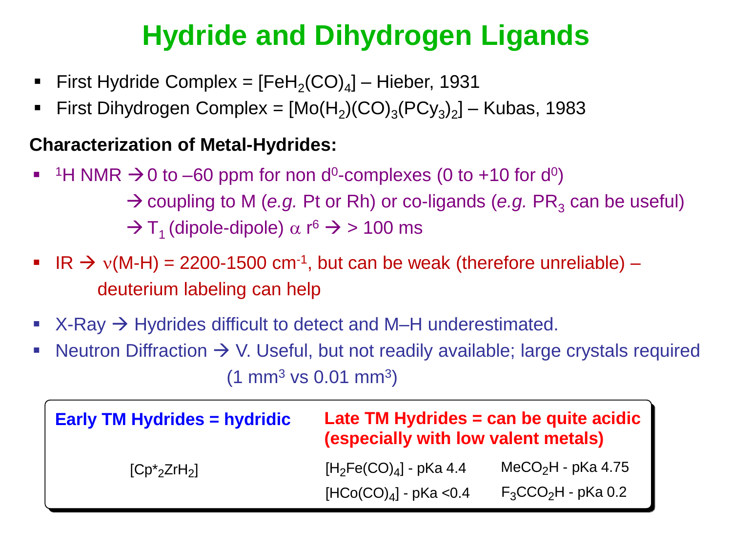# Hydride and Dihydrogen Ligands

- First Hydride Complex = $[FeH_2(CO)_4]$ – Hieber, 1931
- First Dihydrogen Complex = $[Mo(H_2)(CO)_3(PCy_3)_2]$ – Kubas, 1983

**Characterization of Metal-Hydrides:**

- $^1$H NMR → 0 to –60 ppm for non $d^0$-complexes (0 to +10 for $d^0$)
  → coupling to M (*e.g.* Pt or Rh) or co-ligands (*e.g.* $PR_3$ can be useful)
  → $T_1$ (dipole-dipole) $\alpha$ $r^6$ → > 100 ms
- IR → $\nu$(M-H) = 2200-1500 $cm^{-1}$, but can be weak (therefore unreliable) – deuterium labeling can help
- X-Ray → Hydrides difficult to detect and M–H underestimated.
- Neutron Diffraction → V. Useful, but not readily available; large crystals required ($1\ mm^3$ vs $0.01\ mm^3$)

| **Early TM Hydrides = hydridic** | **Late TM Hydrides = can be quite acidic (especially with low valent metals)** | |
|---|---|---|
| $[Cp^*_2ZrH_2]$ | $[H_2Fe(CO)_4]$ - pKa 4.4 | $MeCO_2H$ - pKa 4.75 |
| | $[HCo(CO)_4]$ - pKa <0.4 | $F_3CCO_2H$ - pKa 0.2 |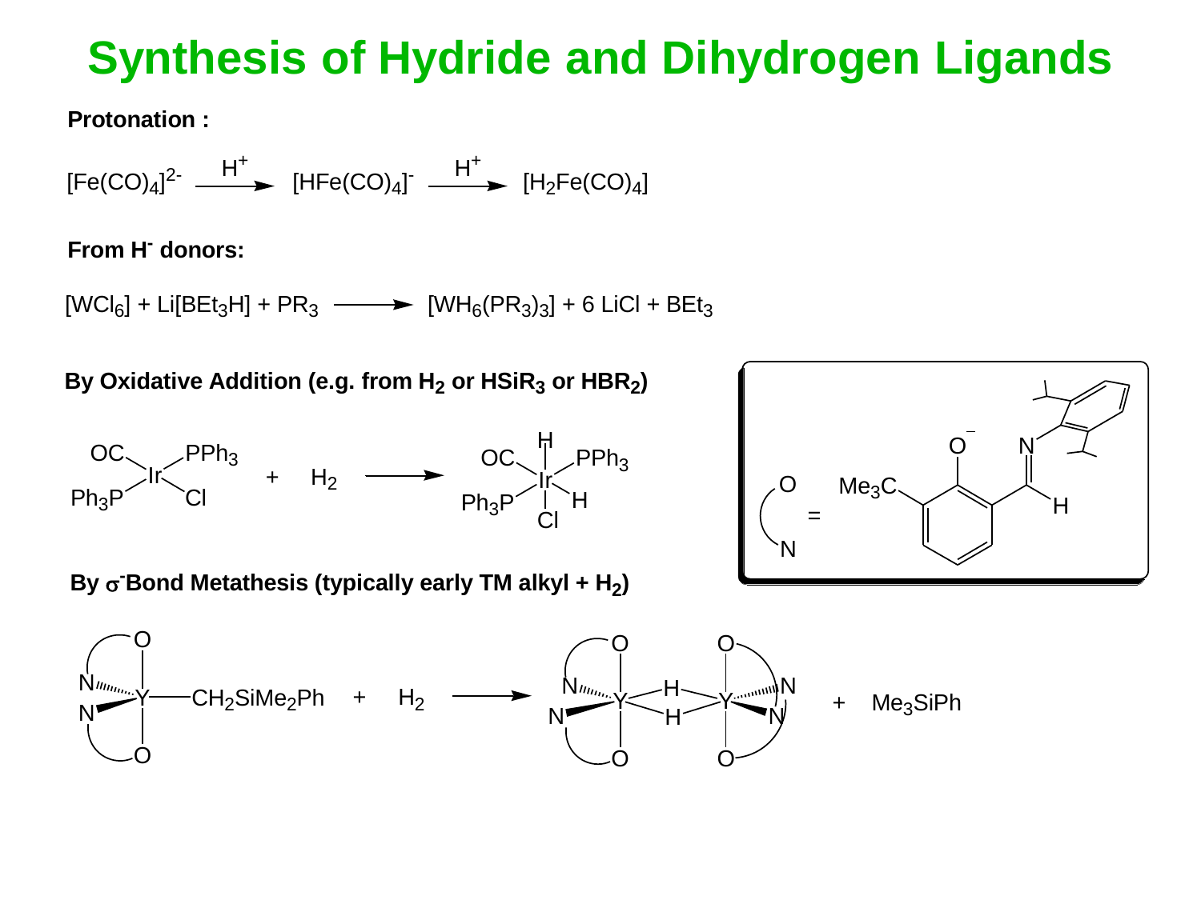# Synthesis of Hydride and Dihydrogen Ligands

**Protonation :**

$$[Fe(CO)_4]^{2-} \xrightarrow{H^+} [HFe(CO)_4]^- \xrightarrow{H^+} [H_2Fe(CO)_4]$$

**From $H^-$ donors:**

$$[WCl_6] + Li[BEt_3H] + PR_3 \longrightarrow [WH_6(PR_3)_3] + 6\ LiCl + BEt_3$$

**By Oxidative Addition (e.g. from $H_2$ or $HSiR_3$ or $HBR_2$)**

$$[Ir(CO)(Cl)(PPh_3)_2] + H_2 \longrightarrow [IrH_2(CO)(Cl)(PPh_3)_2]$$

**By σ-Bond Metathesis (typically early TM alkyl + $H_2$)**

$$(O\frown N)_2Y{-}CH_2SiMe_2Ph + H_2 \longrightarrow (O\frown N)_2Y(\mu{-}H)_2Y(O\frown N)_2 + Me_3SiPh$$

where O⌒N = $Me_3C$-substituted phenoxide–imine ligand ($Ar{-}N{=}CH$, Ar = 2,6-diisopropylphenyl)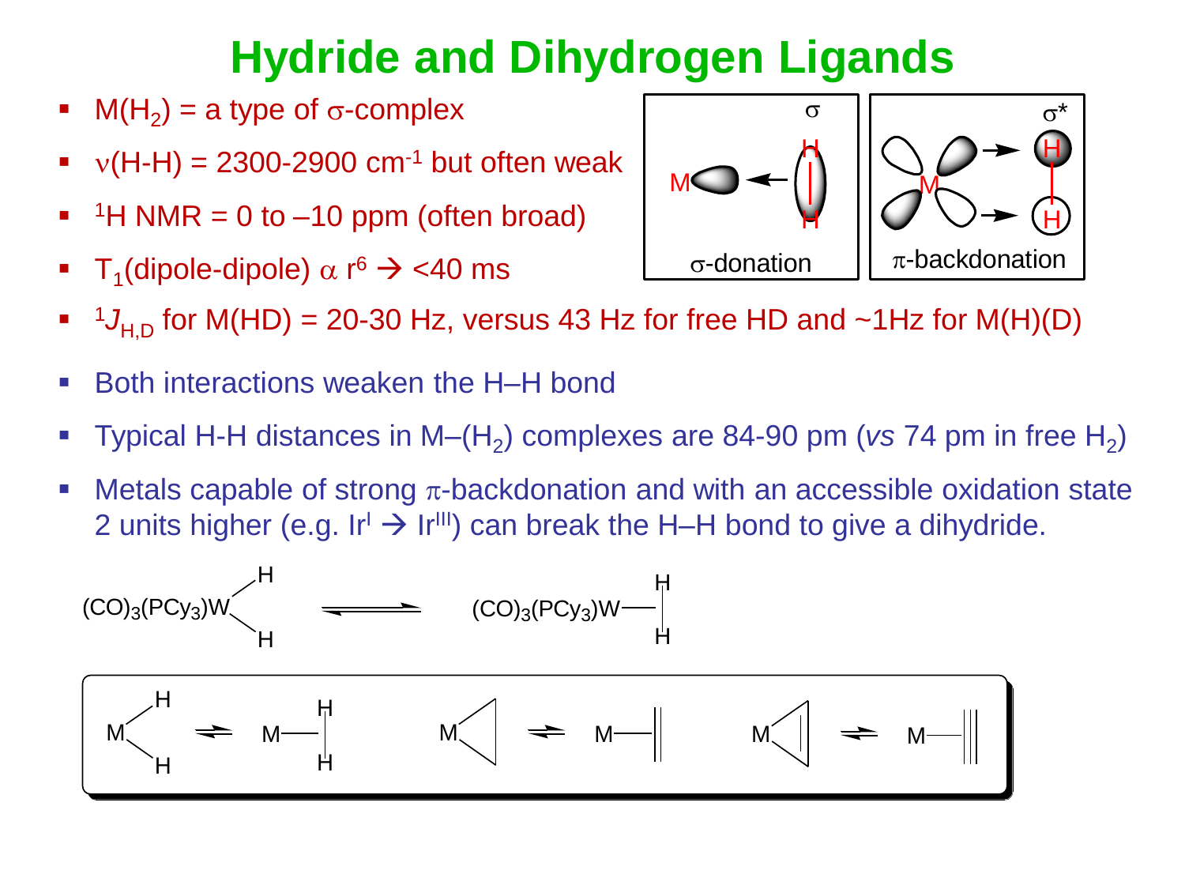# Hydride and Dihydrogen Ligands

- $M(H_2)$ = a type of σ-complex
- $\nu(H\text{-}H)$ = 2300-2900 $cm^{-1}$ but often weak
- $^1H$ NMR = 0 to –10 ppm (often broad)
- $T_1$(dipole-dipole) $\alpha$ $r^6$ → <40 ms
- $^1J_{H,D}$ for M(HD) = 20-30 Hz, versus 43 Hz for free HD and ~1Hz for M(H)(D)

σ

M

H

H

σ-donation

σ*

M

H

H

π-backdonation

- Both interactions weaken the H–H bond
- Typical H-H distances in M–($H_2$) complexes are 84-90 pm (*vs* 74 pm in free $H_2$)
- Metals capable of strong π-backdonation and with an accessible oxidation state 2 units higher (e.g. $Ir^I$ → $Ir^{III}$) can break the H–H bond to give a dihydride.

$(CO)_3(PCy_3)W(H)_2$ ⇌ $(CO)_3(PCy_3)W$—$(H_2)$

M(H)(H) ⇌ M—$(H_2)$ M(alkene metallacycle) ⇌ M—(alkene) M(alkyne metallacycle) ⇌ M—(alkyne)